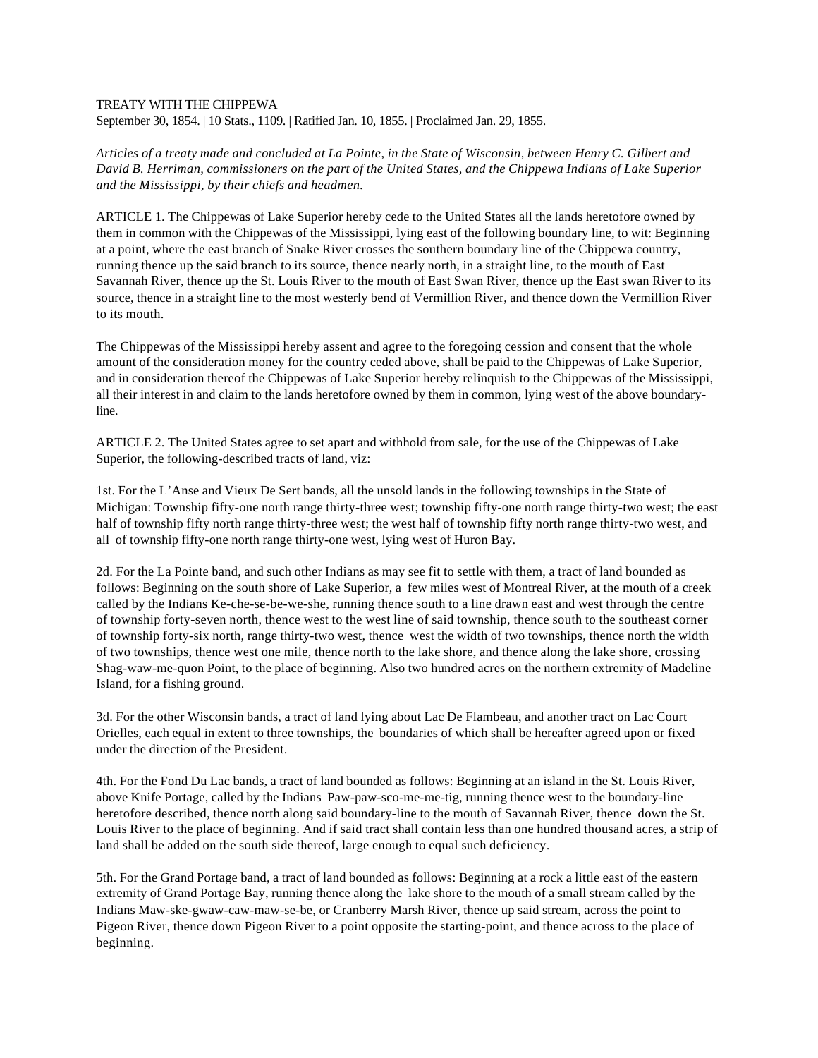# TREATY WITH THE CHIPPEWA

September 30, 1854. | 10 Stats., 1109. | Ratified Jan. 10, 1855. | Proclaimed Jan. 29, 1855.

*Articles of a treaty made and concluded at La Pointe, in the State of Wisconsin, between Henry C. Gilbert and David B. Herriman, commissioners on the part of the United States, and the Chippewa Indians of Lake Superior and the Mississippi, by their chiefs and headmen.*

ARTICLE 1. The Chippewas of Lake Superior hereby cede to the United States all the lands heretofore owned by them in common with the Chippewas of the Mississippi, lying east of the following boundary line, to wit: Beginning at a point, where the east branch of Snake River crosses the southern boundary line of the Chippewa country, running thence up the said branch to its source, thence nearly north, in a straight line, to the mouth of East Savannah River, thence up the St. Louis River to the mouth of East Swan River, thence up the East swan River to its source, thence in a straight line to the most westerly bend of Vermillion River, and thence down the Vermillion River to its mouth.

The Chippewas of the Mississippi hereby assent and agree to the foregoing cession and consent that the whole amount of the consideration money for the country ceded above, shall be paid to the Chippewas of Lake Superior, and in consideration thereof the Chippewas of Lake Superior hereby relinquish to the Chippewas of the Mississippi, all their interest in and claim to the lands heretofore owned by them in common, lying west of the above boundary-line.

ARTICLE 2. The United States agree to set apart and withhold from sale, for the use of the Chippewas of Lake Superior, the following-described tracts of land, viz:

1st. For the L'Anse and Vieux De Sert bands, all the unsold lands in the following townships in the State of Michigan: Township fifty-one north range thirty-three west; township fifty-one north range thirty-two west; the east half of township fifty north range thirty-three west; the west half of township fifty north range thirty-two west, and all of township fifty-one north range thirty-one west, lying west of Huron Bay.

2d. For the La Pointe band, and such other Indians as may see fit to settle with them, a tract of land bounded as follows: Beginning on the south shore of Lake Superior, a few miles west of Montreal River, at the mouth of a creek called by the Indians Ke-che-se-be-we-she, running thence south to a line drawn east and west through the centre of township forty-seven north, thence west to the west line of said township, thence south to the southeast corner of township forty-six north, range thirty-two west, thence west the width of two townships, thence north the width of two townships, thence west one mile, thence north to the lake shore, and thence along the lake shore, crossing Shag-waw-me-quon Point, to the place of beginning. Also two hundred acres on the northern extremity of Madeline Island, for a fishing ground.

3d. For the other Wisconsin bands, a tract of land lying about Lac De Flambeau, and another tract on Lac Court Orielles, each equal in extent to three townships, the boundaries of which shall be hereafter agreed upon or fixed under the direction of the President.

4th. For the Fond Du Lac bands, a tract of land bounded as follows: Beginning at an island in the St. Louis River, above Knife Portage, called by the Indians Paw-paw-sco-me-me-tig, running thence west to the boundary-line heretofore described, thence north along said boundary-line to the mouth of Savannah River, thence down the St. Louis River to the place of beginning. And if said tract shall contain less than one hundred thousand acres, a strip of land shall be added on the south side thereof, large enough to equal such deficiency.

5th. For the Grand Portage band, a tract of land bounded as follows: Beginning at a rock a little east of the eastern extremity of Grand Portage Bay, running thence along the lake shore to the mouth of a small stream called by the Indians Maw-ske-gwaw-caw-maw-se-be, or Cranberry Marsh River, thence up said stream, across the point to Pigeon River, thence down Pigeon River to a point opposite the starting-point, and thence across to the place of beginning.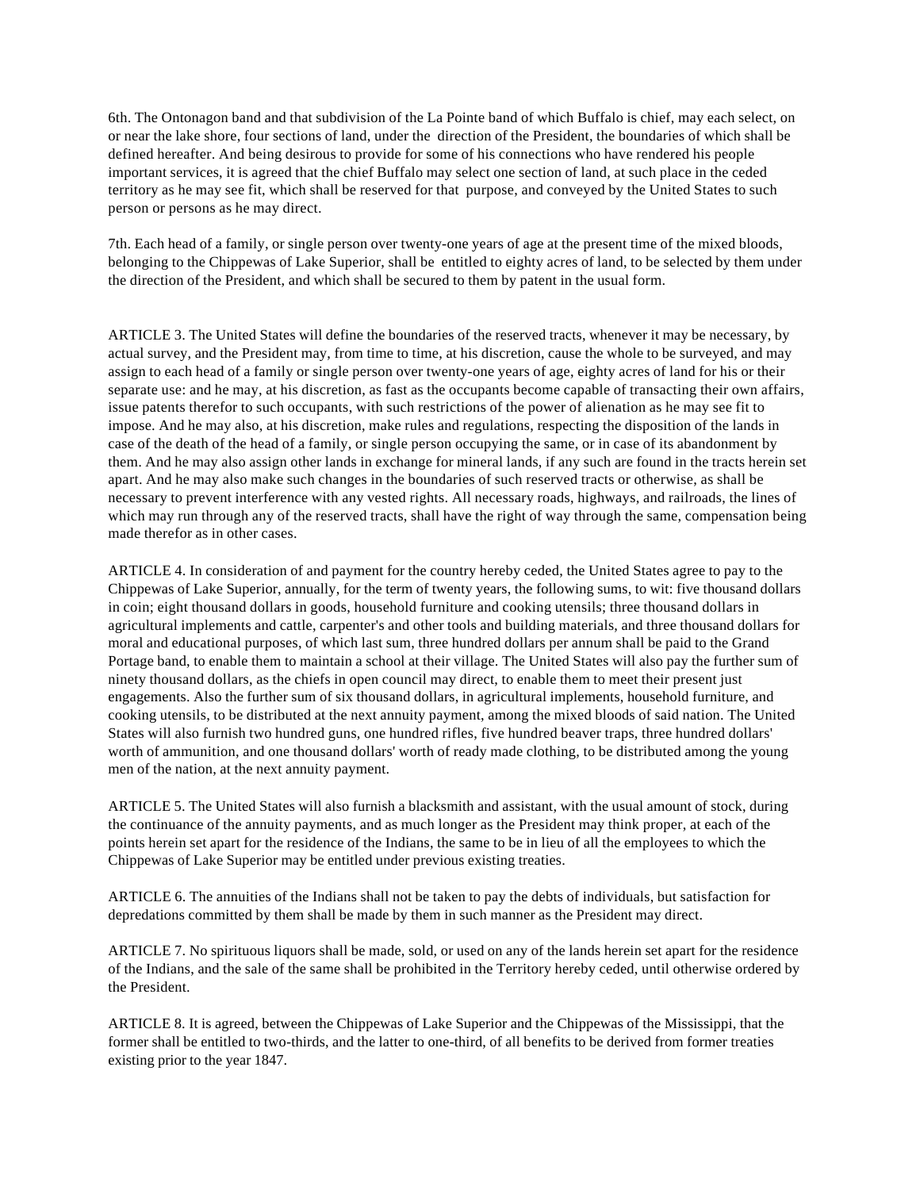6th. The Ontonagon band and that subdivision of the La Pointe band of which Buffalo is chief, may each select, on or near the lake shore, four sections of land, under the direction of the President, the boundaries of which shall be defined hereafter. And being desirous to provide for some of his connections who have rendered his people important services, it is agreed that the chief Buffalo may select one section of land, at such place in the ceded territory as he may see fit, which shall be reserved for that purpose, and conveyed by the United States to such person or persons as he may direct.

7th. Each head of a family, or single person over twenty-one years of age at the present time of the mixed bloods, belonging to the Chippewas of Lake Superior, shall be entitled to eighty acres of land, to be selected by them under the direction of the President, and which shall be secured to them by patent in the usual form.

ARTICLE 3. The United States will define the boundaries of the reserved tracts, whenever it may be necessary, by actual survey, and the President may, from time to time, at his discretion, cause the whole to be surveyed, and may assign to each head of a family or single person over twenty-one years of age, eighty acres of land for his or their separate use: and he may, at his discretion, as fast as the occupants become capable of transacting their own affairs, issue patents therefor to such occupants, with such restrictions of the power of alienation as he may see fit to impose. And he may also, at his discretion, make rules and regulations, respecting the disposition of the lands in case of the death of the head of a family, or single person occupying the same, or in case of its abandonment by them. And he may also assign other lands in exchange for mineral lands, if any such are found in the tracts herein set apart. And he may also make such changes in the boundaries of such reserved tracts or otherwise, as shall be necessary to prevent interference with any vested rights. All necessary roads, highways, and railroads, the lines of which may run through any of the reserved tracts, shall have the right of way through the same, compensation being made therefor as in other cases.

ARTICLE 4. In consideration of and payment for the country hereby ceded, the United States agree to pay to the Chippewas of Lake Superior, annually, for the term of twenty years, the following sums, to wit: five thousand dollars in coin; eight thousand dollars in goods, household furniture and cooking utensils; three thousand dollars in agricultural implements and cattle, carpenter's and other tools and building materials, and three thousand dollars for moral and educational purposes, of which last sum, three hundred dollars per annum shall be paid to the Grand Portage band, to enable them to maintain a school at their village. The United States will also pay the further sum of ninety thousand dollars, as the chiefs in open council may direct, to enable them to meet their present just engagements. Also the further sum of six thousand dollars, in agricultural implements, household furniture, and cooking utensils, to be distributed at the next annuity payment, among the mixed bloods of said nation. The United States will also furnish two hundred guns, one hundred rifles, five hundred beaver traps, three hundred dollars' worth of ammunition, and one thousand dollars' worth of ready made clothing, to be distributed among the young men of the nation, at the next annuity payment.

ARTICLE 5. The United States will also furnish a blacksmith and assistant, with the usual amount of stock, during the continuance of the annuity payments, and as much longer as the President may think proper, at each of the points herein set apart for the residence of the Indians, the same to be in lieu of all the employees to which the Chippewas of Lake Superior may be entitled under previous existing treaties.

ARTICLE 6. The annuities of the Indians shall not be taken to pay the debts of individuals, but satisfaction for depredations committed by them shall be made by them in such manner as the President may direct.

ARTICLE 7. No spirituous liquors shall be made, sold, or used on any of the lands herein set apart for the residence of the Indians, and the sale of the same shall be prohibited in the Territory hereby ceded, until otherwise ordered by the President.

ARTICLE 8. It is agreed, between the Chippewas of Lake Superior and the Chippewas of the Mississippi, that the former shall be entitled to two-thirds, and the latter to one-third, of all benefits to be derived from former treaties existing prior to the year 1847.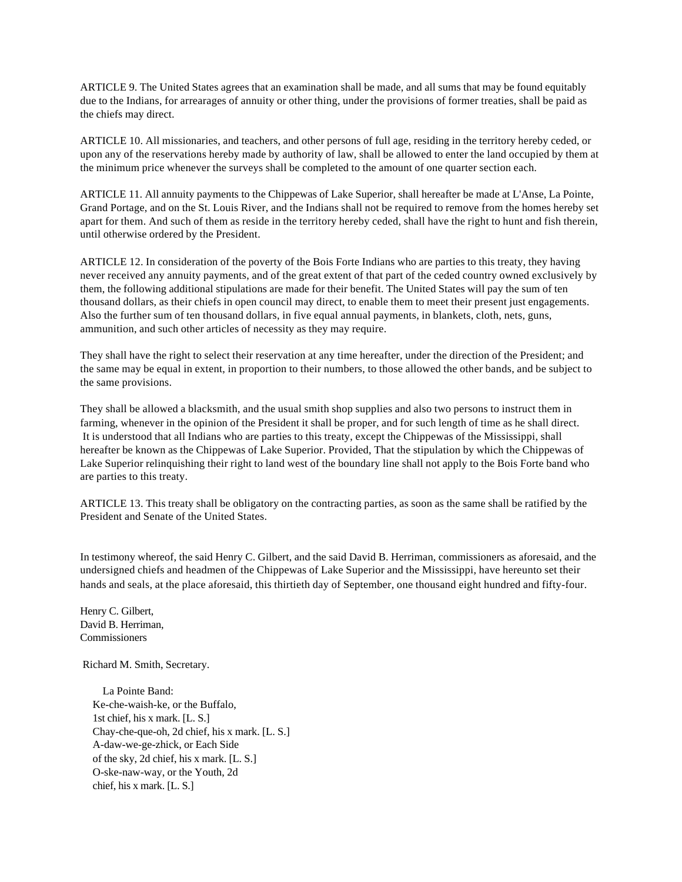ARTICLE 9. The United States agrees that an examination shall be made, and all sums that may be found equitably due to the Indians, for arrearages of annuity or other thing, under the provisions of former treaties, shall be paid as the chiefs may direct.

ARTICLE 10. All missionaries, and teachers, and other persons of full age, residing in the territory hereby ceded, or upon any of the reservations hereby made by authority of law, shall be allowed to enter the land occupied by them at the minimum price whenever the surveys shall be completed to the amount of one quarter section each.

ARTICLE 11. All annuity payments to the Chippewas of Lake Superior, shall hereafter be made at L'Anse, La Pointe, Grand Portage, and on the St. Louis River, and the Indians shall not be required to remove from the homes hereby set apart for them. And such of them as reside in the territory hereby ceded, shall have the right to hunt and fish therein, until otherwise ordered by the President.

ARTICLE 12. In consideration of the poverty of the Bois Forte Indians who are parties to this treaty, they having never received any annuity payments, and of the great extent of that part of the ceded country owned exclusively by them, the following additional stipulations are made for their benefit. The United States will pay the sum of ten thousand dollars, as their chiefs in open council may direct, to enable them to meet their present just engagements. Also the further sum of ten thousand dollars, in five equal annual payments, in blankets, cloth, nets, guns, ammunition, and such other articles of necessity as they may require.

They shall have the right to select their reservation at any time hereafter, under the direction of the President; and the same may be equal in extent, in proportion to their numbers, to those allowed the other bands, and be subject to the same provisions.

They shall be allowed a blacksmith, and the usual smith shop supplies and also two persons to instruct them in farming, whenever in the opinion of the President it shall be proper, and for such length of time as he shall direct. It is understood that all Indians who are parties to this treaty, except the Chippewas of the Mississippi, shall hereafter be known as the Chippewas of Lake Superior. Provided, That the stipulation by which the Chippewas of Lake Superior relinquishing their right to land west of the boundary line shall not apply to the Bois Forte band who are parties to this treaty.

ARTICLE 13. This treaty shall be obligatory on the contracting parties, as soon as the same shall be ratified by the President and Senate of the United States.

In testimony whereof, the said Henry C. Gilbert, and the said David B. Herriman, commissioners as aforesaid, and the undersigned chiefs and headmen of the Chippewas of Lake Superior and the Mississippi, have hereunto set their hands and seals, at the place aforesaid, this thirtieth day of September, one thousand eight hundred and fifty-four.

Henry C. Gilbert,
David B. Herriman,
Commissioners

Richard M. Smith, Secretary.

La Pointe Band:
Ke-che-waish-ke, or the Buffalo,
1st chief, his x mark. [L. S.]
Chay-che-que-oh, 2d chief, his x mark. [L. S.]
A-daw-we-ge-zhick, or Each Side
of the sky, 2d chief, his x mark. [L. S.]
O-ske-naw-way, or the Youth, 2d
chief, his x mark. [L. S.]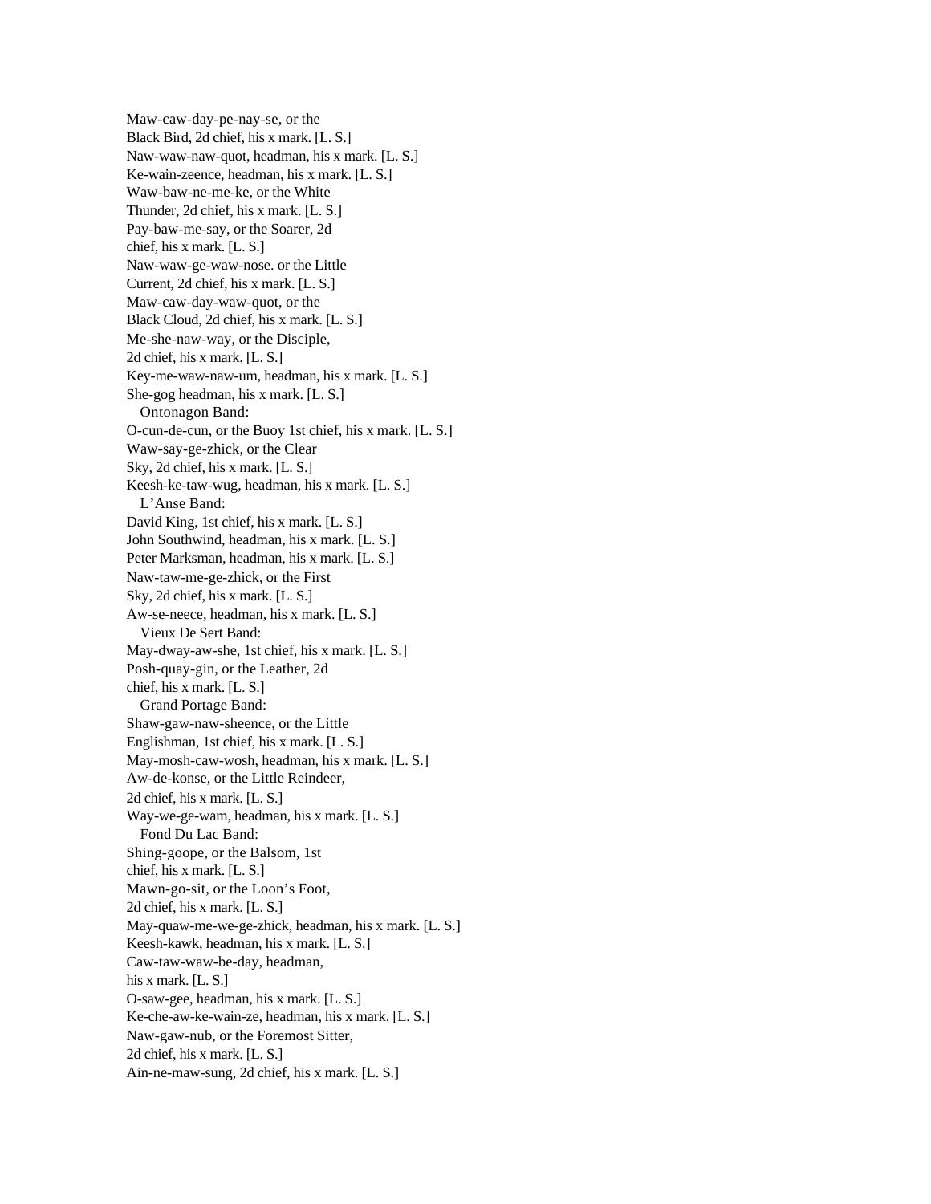Maw-caw-day-pe-nay-se, or the Black Bird, 2d chief, his x mark. [L. S.]
Naw-waw-naw-quot, headman, his x mark. [L. S.]
Ke-wain-zeence, headman, his x mark. [L. S.]
Waw-baw-ne-me-ke, or the White Thunder, 2d chief, his x mark. [L. S.]
Pay-baw-me-say, or the Soarer, 2d chief, his x mark. [L. S.]
Naw-waw-ge-waw-nose. or the Little Current, 2d chief, his x mark. [L. S.]
Maw-caw-day-waw-quot, or the Black Cloud, 2d chief, his x mark. [L. S.]
Me-she-naw-way, or the Disciple, 2d chief, his x mark. [L. S.]
Key-me-waw-naw-um, headman, his x mark. [L. S.]
She-gog headman, his x mark. [L. S.]

Ontonagon Band:

O-cun-de-cun, or the Buoy 1st chief, his x mark. [L. S.]
Waw-say-ge-zhick, or the Clear Sky, 2d chief, his x mark. [L. S.]
Keesh-ke-taw-wug, headman, his x mark. [L. S.]

L'Anse Band:

David King, 1st chief, his x mark. [L. S.]
John Southwind, headman, his x mark. [L. S.]
Peter Marksman, headman, his x mark. [L. S.]
Naw-taw-me-ge-zhick, or the First Sky, 2d chief, his x mark. [L. S.]
Aw-se-neece, headman, his x mark. [L. S.]

Vieux De Sert Band:

May-dway-aw-she, 1st chief, his x mark. [L. S.]
Posh-quay-gin, or the Leather, 2d chief, his x mark. [L. S.]

Grand Portage Band:

Shaw-gaw-naw-sheence, or the Little Englishman, 1st chief, his x mark. [L. S.]
May-mosh-caw-wosh, headman, his x mark. [L. S.]
Aw-de-konse, or the Little Reindeer, 2d chief, his x mark. [L. S.]
Way-we-ge-wam, headman, his x mark. [L. S.]

Fond Du Lac Band:

Shing-goope, or the Balsom, 1st chief, his x mark. [L. S.]
Mawn-go-sit, or the Loon's Foot, 2d chief, his x mark. [L. S.]
May-quaw-me-we-ge-zhick, headman, his x mark. [L. S.]
Keesh-kawk, headman, his x mark. [L. S.]
Caw-taw-waw-be-day, headman, his x mark. [L. S.]
O-saw-gee, headman, his x mark. [L. S.]
Ke-che-aw-ke-wain-ze, headman, his x mark. [L. S.]
Naw-gaw-nub, or the Foremost Sitter, 2d chief, his x mark. [L. S.]
Ain-ne-maw-sung, 2d chief, his x mark. [L. S.]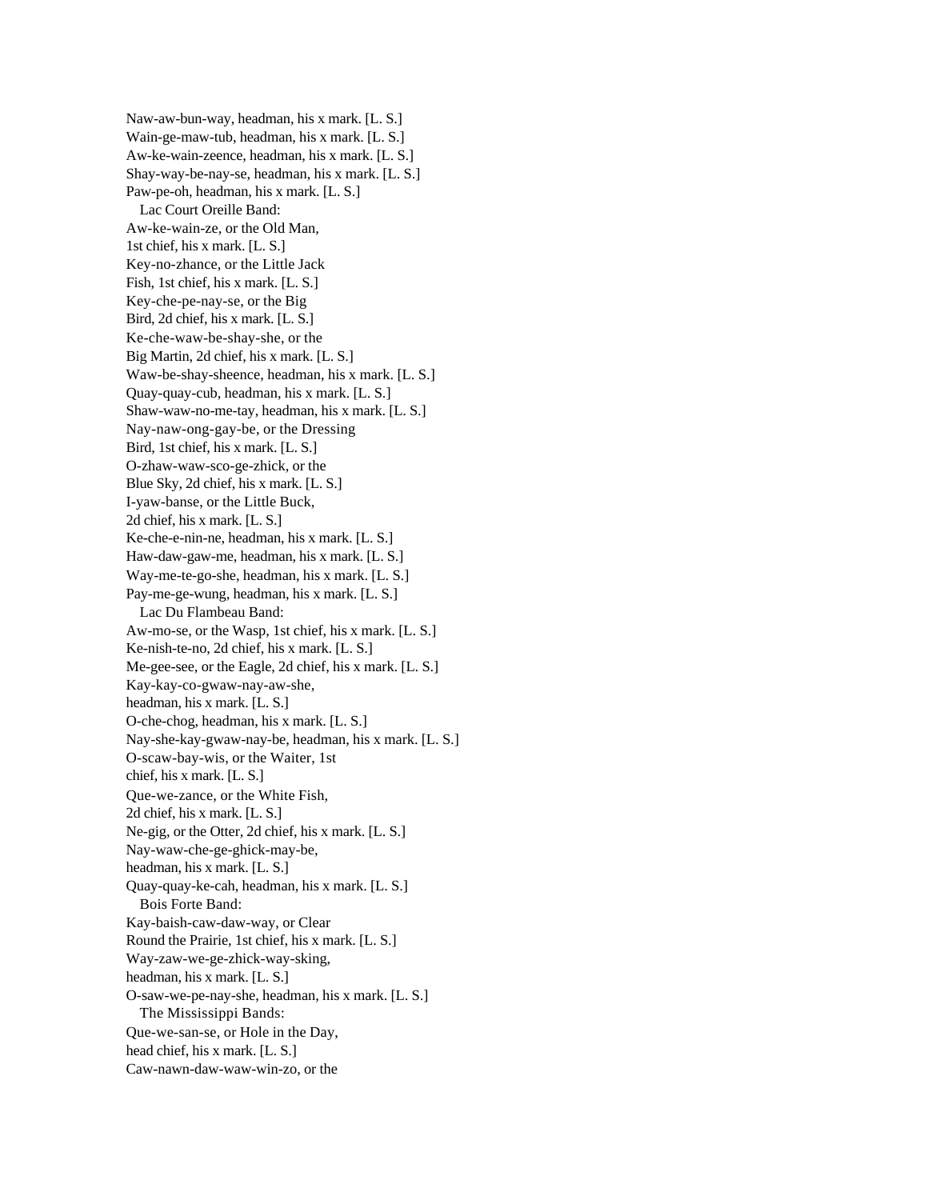Naw-aw-bun-way, headman, his x mark. [L. S.]
Wain-ge-maw-tub, headman, his x mark. [L. S.]
Aw-ke-wain-zeence, headman, his x mark. [L. S.]
Shay-way-be-nay-se, headman, his x mark. [L. S.]
Paw-pe-oh, headman, his x mark. [L. S.]

Lac Court Oreille Band:

Aw-ke-wain-ze, or the Old Man,
1st chief, his x mark. [L. S.]
Key-no-zhance, or the Little Jack
Fish, 1st chief, his x mark. [L. S.]
Key-che-pe-nay-se, or the Big
Bird, 2d chief, his x mark. [L. S.]
Ke-che-waw-be-shay-she, or the
Big Martin, 2d chief, his x mark. [L. S.]
Waw-be-shay-sheence, headman, his x mark. [L. S.]
Quay-quay-cub, headman, his x mark. [L. S.]
Shaw-waw-no-me-tay, headman, his x mark. [L. S.]
Nay-naw-ong-gay-be, or the Dressing
Bird, 1st chief, his x mark. [L. S.]
O-zhaw-waw-sco-ge-zhick, or the
Blue Sky, 2d chief, his x mark. [L. S.]
I-yaw-banse, or the Little Buck,
2d chief, his x mark. [L. S.]
Ke-che-e-nin-ne, headman, his x mark. [L. S.]
Haw-daw-gaw-me, headman, his x mark. [L. S.]
Way-me-te-go-she, headman, his x mark. [L. S.]
Pay-me-ge-wung, headman, his x mark. [L. S.]

Lac Du Flambeau Band:

Aw-mo-se, or the Wasp, 1st chief, his x mark. [L. S.]
Ke-nish-te-no, 2d chief, his x mark. [L. S.]
Me-gee-see, or the Eagle, 2d chief, his x mark. [L. S.]
Kay-kay-co-gwaw-nay-aw-she,
headman, his x mark. [L. S.]
O-che-chog, headman, his x mark. [L. S.]
Nay-she-kay-gwaw-nay-be, headman, his x mark. [L. S.]
O-scaw-bay-wis, or the Waiter, 1st
chief, his x mark. [L. S.]
Que-we-zance, or the White Fish,
2d chief, his x mark. [L. S.]
Ne-gig, or the Otter, 2d chief, his x mark. [L. S.]
Nay-waw-che-ge-ghick-may-be,
headman, his x mark. [L. S.]
Quay-quay-ke-cah, headman, his x mark. [L. S.]

Bois Forte Band:

Kay-baish-caw-daw-way, or Clear
Round the Prairie, 1st chief, his x mark. [L. S.]
Way-zaw-we-ge-zhick-way-sking,
headman, his x mark. [L. S.]
O-saw-we-pe-nay-she, headman, his x mark. [L. S.]

The Mississippi Bands:

Que-we-san-se, or Hole in the Day,
head chief, his x mark. [L. S.]
Caw-nawn-daw-waw-win-zo, or the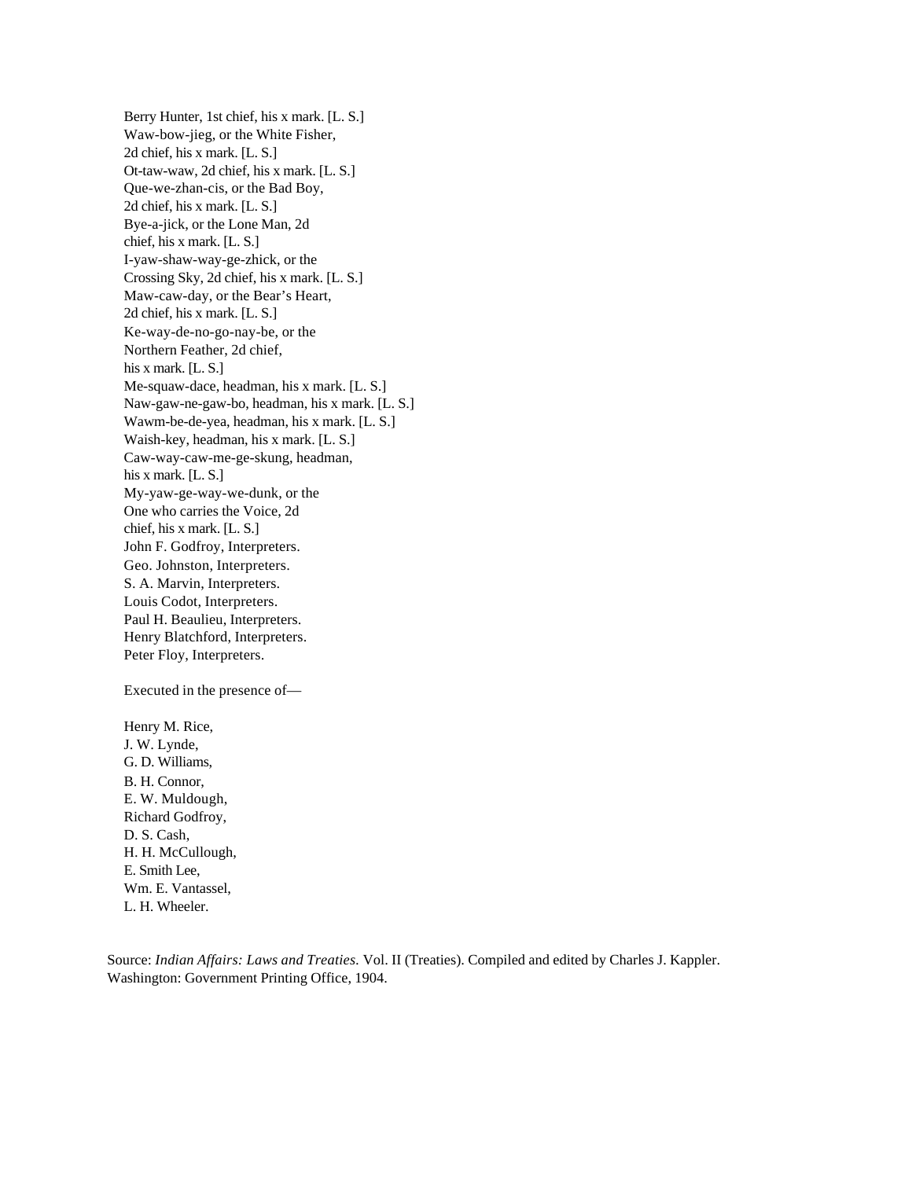Berry Hunter, 1st chief, his x mark. [L. S.]
Waw-bow-jieg, or the White Fisher,
2d chief, his x mark. [L. S.]
Ot-taw-waw, 2d chief, his x mark. [L. S.]
Que-we-zhan-cis, or the Bad Boy,
2d chief, his x mark. [L. S.]
Bye-a-jick, or the Lone Man, 2d
chief, his x mark. [L. S.]
I-yaw-shaw-way-ge-zhick, or the
Crossing Sky, 2d chief, his x mark. [L. S.]
Maw-caw-day, or the Bear's Heart,
2d chief, his x mark. [L. S.]
Ke-way-de-no-go-nay-be, or the
Northern Feather, 2d chief,
his x mark. [L. S.]
Me-squaw-dace, headman, his x mark. [L. S.]
Naw-gaw-ne-gaw-bo, headman, his x mark. [L. S.]
Wawm-be-de-yea, headman, his x mark. [L. S.]
Waish-key, headman, his x mark. [L. S.]
Caw-way-caw-me-ge-skung, headman,
his x mark. [L. S.]
My-yaw-ge-way-we-dunk, or the
One who carries the Voice, 2d
chief, his x mark. [L. S.]
John F. Godfroy, Interpreters.
Geo. Johnston, Interpreters.
S. A. Marvin, Interpreters.
Louis Codot, Interpreters.
Paul H. Beaulieu, Interpreters.
Henry Blatchford, Interpreters.
Peter Floy, Interpreters.

Executed in the presence of—

Henry M. Rice,
J. W. Lynde,
G. D. Williams,
B. H. Connor,
E. W. Muldough,
Richard Godfroy,
D. S. Cash,
H. H. McCullough,
E. Smith Lee,
Wm. E. Vantassel,
L. H. Wheeler.

Source: *Indian Affairs: Laws and Treaties*. Vol. II (Treaties). Compiled and edited by Charles J. Kappler. Washington: Government Printing Office, 1904.